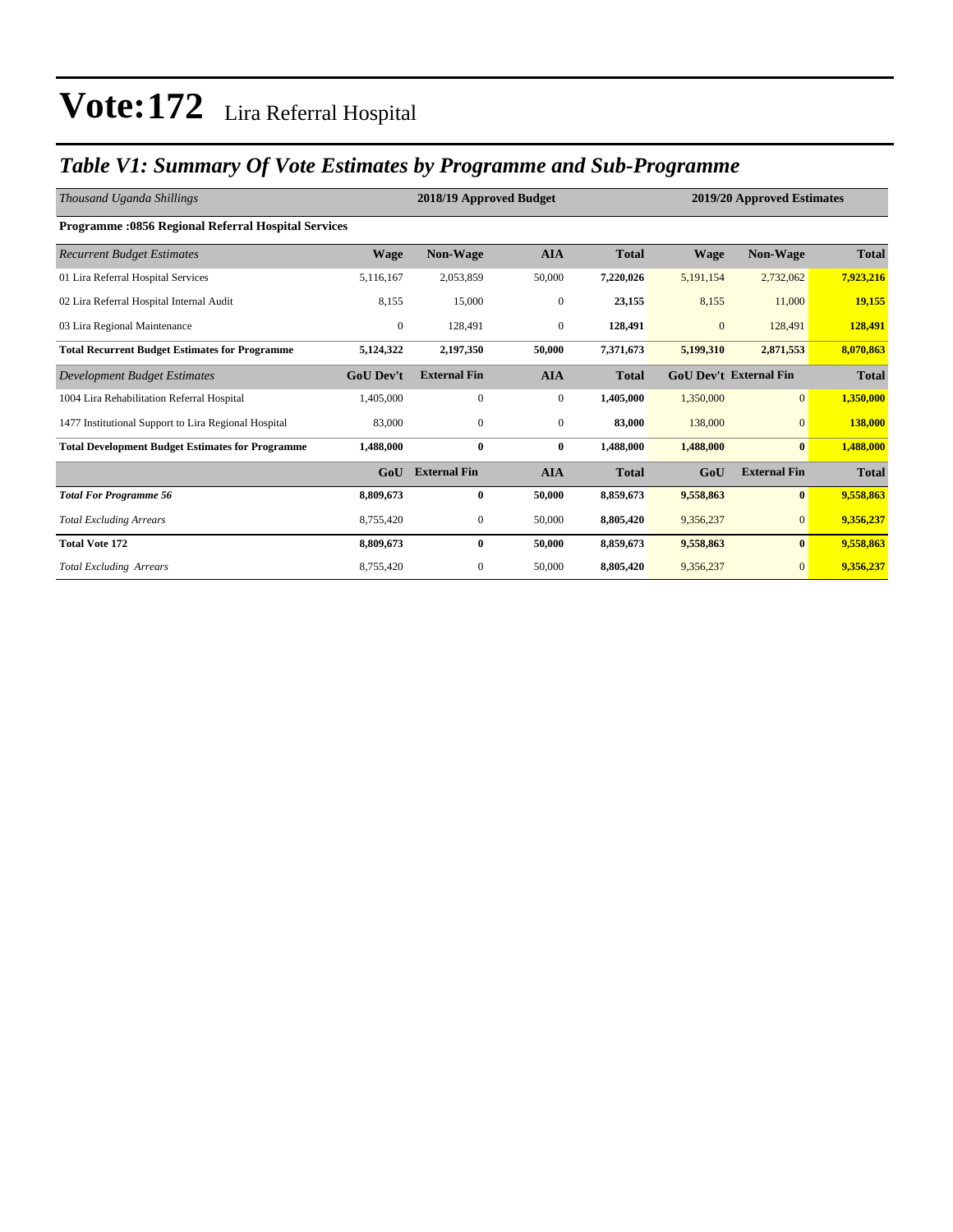# Vote:172 Lira Referral Hospital

## *Table V1: Summary Of Vote Estimates by Programme and Sub-Programme*

| *Thousand Uganda Shillings* | 2018/19 Approved Budget | | | | 2019/20 Approved Estimates | | |
|---|---|---|---|---|---|---|---|
| **Programme :0856 Regional Referral Hospital Services** | | | | | | | |
| *Recurrent Budget Estimates* | **Wage** | **Non-Wage** | **AIA** | **Total** | **Wage** | **Non-Wage** | **Total** |
| 01 Lira Referral Hospital Services | 5,116,167 | 2,053,859 | 50,000 | **7,220,026** | 5,191,154 | 2,732,062 | **7,923,216** |
| 02 Lira Referral Hospital Internal Audit | 8,155 | 15,000 | 0 | **23,155** | 8,155 | 11,000 | **19,155** |
| 03 Lira Regional Maintenance | 0 | 128,491 | 0 | **128,491** | 0 | 128,491 | **128,491** |
| **Total Recurrent Budget Estimates for Programme** | **5,124,322** | **2,197,350** | **50,000** | **7,371,673** | **5,199,310** | **2,871,553** | **8,070,863** |
| *Development Budget Estimates* | **GoU Dev't** | **External Fin** | **AIA** | **Total** | **GoU Dev't** | **External Fin** | **Total** |
| 1004 Lira Rehabilitation Referral Hospital | 1,405,000 | 0 | 0 | **1,405,000** | 1,350,000 | 0 | **1,350,000** |
| 1477 Institutional Support to Lira Regional Hospital | 83,000 | 0 | 0 | **83,000** | 138,000 | 0 | **138,000** |
| **Total Development Budget Estimates for Programme** | **1,488,000** | **0** | **0** | **1,488,000** | **1,488,000** | **0** | **1,488,000** |
| | **GoU** | **External Fin** | **AIA** | **Total** | **GoU** | **External Fin** | **Total** |
| ***Total For Programme 56*** | **8,809,673** | **0** | **50,000** | **8,859,673** | **9,558,863** | **0** | **9,558,863** |
| *Total Excluding Arrears* | 8,755,420 | 0 | 50,000 | **8,805,420** | 9,356,237 | 0 | **9,356,237** |
| **Total Vote 172** | **8,809,673** | **0** | **50,000** | **8,859,673** | **9,558,863** | **0** | **9,558,863** |
| *Total Excluding Arrears* | 8,755,420 | 0 | 50,000 | **8,805,420** | 9,356,237 | 0 | **9,356,237** |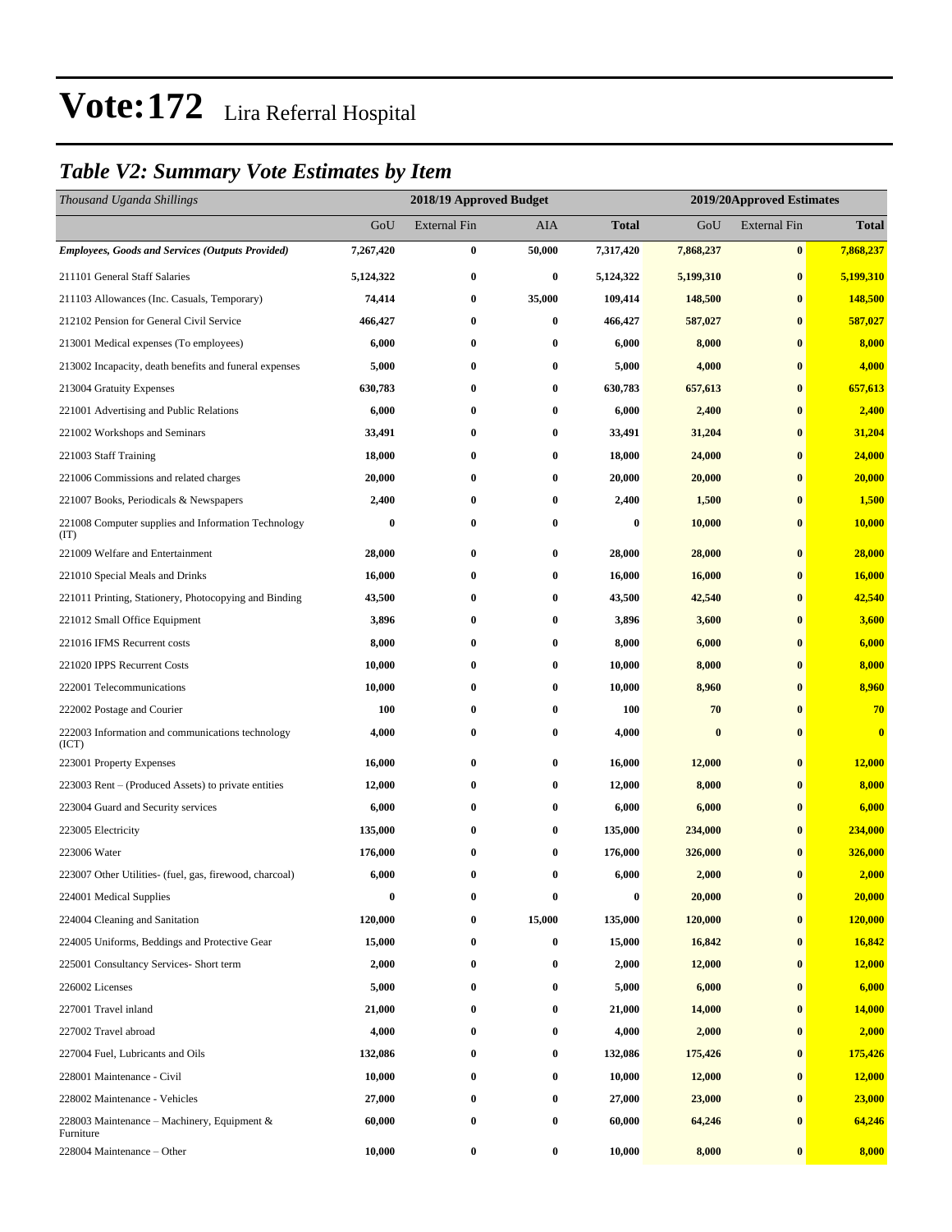# Vote:172 Lira Referral Hospital

## *Table V2: Summary Vote Estimates by Item*

| *Thousand Uganda Shillings* | 2018/19 Approved Budget | | | | 2019/20Approved Estimates | | |
|---|---|---|---|---|---|---|---|
| | GoU | External Fin | AIA | **Total** | GoU | External Fin | **Total** |
| ***Employees, Goods and Services (Outputs Provided)*** | **7,267,420** | **0** | **50,000** | **7,317,420** | **7,868,237** | **0** | **7,868,237** |
| 211101 General Staff Salaries | **5,124,322** | **0** | **0** | **5,124,322** | **5,199,310** | **0** | **5,199,310** |
| 211103 Allowances (Inc. Casuals, Temporary) | **74,414** | **0** | **35,000** | **109,414** | **148,500** | **0** | **148,500** |
| 212102 Pension for General Civil Service | **466,427** | **0** | **0** | **466,427** | **587,027** | **0** | **587,027** |
| 213001 Medical expenses (To employees) | **6,000** | **0** | **0** | **6,000** | **8,000** | **0** | **8,000** |
| 213002 Incapacity, death benefits and funeral expenses | **5,000** | **0** | **0** | **5,000** | **4,000** | **0** | **4,000** |
| 213004 Gratuity Expenses | **630,783** | **0** | **0** | **630,783** | **657,613** | **0** | **657,613** |
| 221001 Advertising and Public Relations | **6,000** | **0** | **0** | **6,000** | **2,400** | **0** | **2,400** |
| 221002 Workshops and Seminars | **33,491** | **0** | **0** | **33,491** | **31,204** | **0** | **31,204** |
| 221003 Staff Training | **18,000** | **0** | **0** | **18,000** | **24,000** | **0** | **24,000** |
| 221006 Commissions and related charges | **20,000** | **0** | **0** | **20,000** | **20,000** | **0** | **20,000** |
| 221007 Books, Periodicals & Newspapers | **2,400** | **0** | **0** | **2,400** | **1,500** | **0** | **1,500** |
| 221008 Computer supplies and Information Technology (IT) | **0** | **0** | **0** | **0** | **10,000** | **0** | **10,000** |
| 221009 Welfare and Entertainment | **28,000** | **0** | **0** | **28,000** | **28,000** | **0** | **28,000** |
| 221010 Special Meals and Drinks | **16,000** | **0** | **0** | **16,000** | **16,000** | **0** | **16,000** |
| 221011 Printing, Stationery, Photocopying and Binding | **43,500** | **0** | **0** | **43,500** | **42,540** | **0** | **42,540** |
| 221012 Small Office Equipment | **3,896** | **0** | **0** | **3,896** | **3,600** | **0** | **3,600** |
| 221016 IFMS Recurrent costs | **8,000** | **0** | **0** | **8,000** | **6,000** | **0** | **6,000** |
| 221020 IPPS Recurrent Costs | **10,000** | **0** | **0** | **10,000** | **8,000** | **0** | **8,000** |
| 222001 Telecommunications | **10,000** | **0** | **0** | **10,000** | **8,960** | **0** | **8,960** |
| 222002 Postage and Courier | **100** | **0** | **0** | **100** | **70** | **0** | **70** |
| 222003 Information and communications technology (ICT) | **4,000** | **0** | **0** | **4,000** | **0** | **0** | **0** |
| 223001 Property Expenses | **16,000** | **0** | **0** | **16,000** | **12,000** | **0** | **12,000** |
| 223003 Rent – (Produced Assets) to private entities | **12,000** | **0** | **0** | **12,000** | **8,000** | **0** | **8,000** |
| 223004 Guard and Security services | **6,000** | **0** | **0** | **6,000** | **6,000** | **0** | **6,000** |
| 223005 Electricity | **135,000** | **0** | **0** | **135,000** | **234,000** | **0** | **234,000** |
| 223006 Water | **176,000** | **0** | **0** | **176,000** | **326,000** | **0** | **326,000** |
| 223007 Other Utilities- (fuel, gas, firewood, charcoal) | **6,000** | **0** | **0** | **6,000** | **2,000** | **0** | **2,000** |
| 224001 Medical Supplies | **0** | **0** | **0** | **0** | **20,000** | **0** | **20,000** |
| 224004 Cleaning and Sanitation | **120,000** | **0** | **15,000** | **135,000** | **120,000** | **0** | **120,000** |
| 224005 Uniforms, Beddings and Protective Gear | **15,000** | **0** | **0** | **15,000** | **16,842** | **0** | **16,842** |
| 225001 Consultancy Services- Short term | **2,000** | **0** | **0** | **2,000** | **12,000** | **0** | **12,000** |
| 226002 Licenses | **5,000** | **0** | **0** | **5,000** | **6,000** | **0** | **6,000** |
| 227001 Travel inland | **21,000** | **0** | **0** | **21,000** | **14,000** | **0** | **14,000** |
| 227002 Travel abroad | **4,000** | **0** | **0** | **4,000** | **2,000** | **0** | **2,000** |
| 227004 Fuel, Lubricants and Oils | **132,086** | **0** | **0** | **132,086** | **175,426** | **0** | **175,426** |
| 228001 Maintenance - Civil | **10,000** | **0** | **0** | **10,000** | **12,000** | **0** | **12,000** |
| 228002 Maintenance - Vehicles | **27,000** | **0** | **0** | **27,000** | **23,000** | **0** | **23,000** |
| 228003 Maintenance – Machinery, Equipment & Furniture | **60,000** | **0** | **0** | **60,000** | **64,246** | **0** | **64,246** |
| 228004 Maintenance – Other | **10,000** | **0** | **0** | **10,000** | **8,000** | **0** | **8,000** |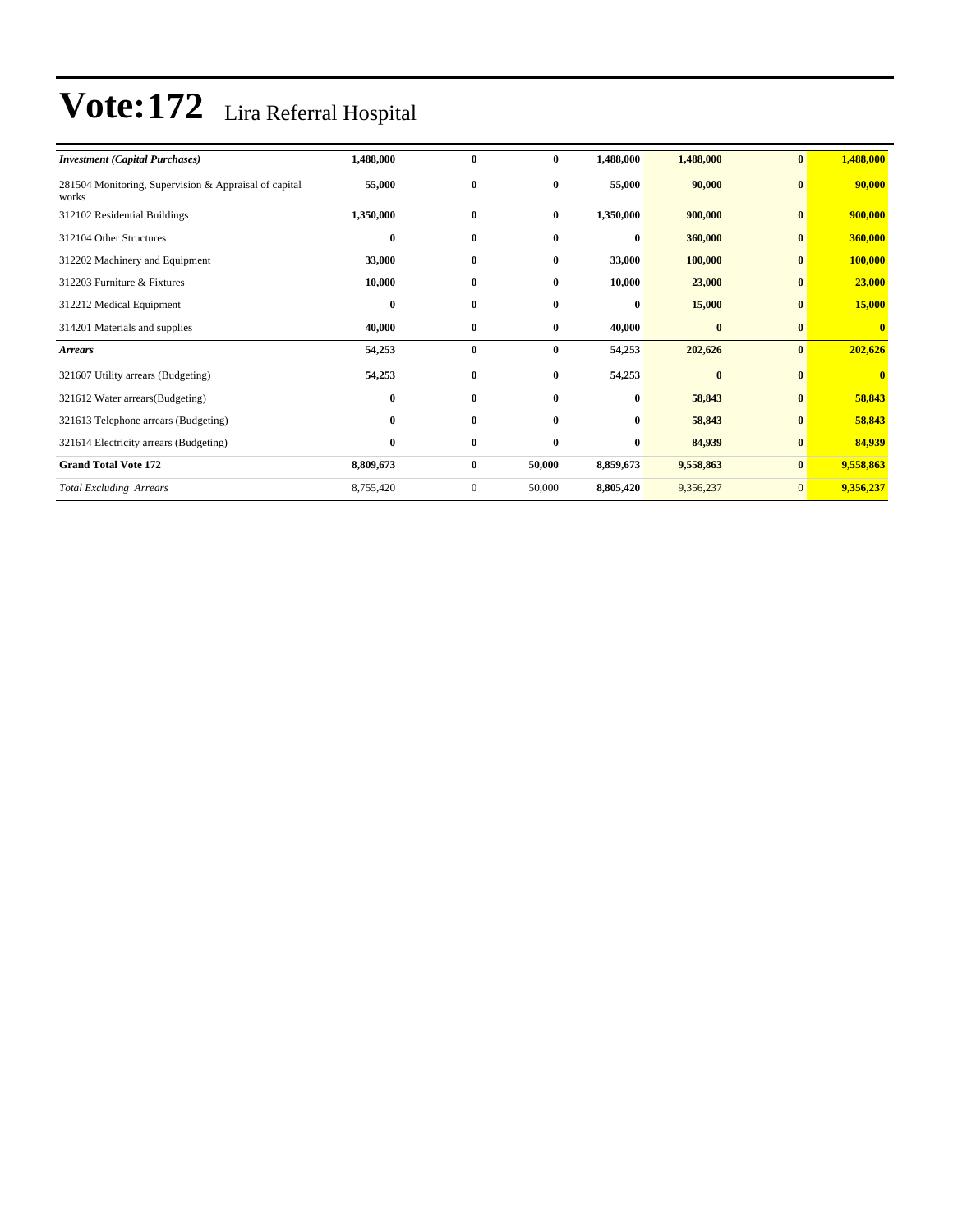# Vote:172 Lira Referral Hospital

| | | | | | | | |
|---|---|---|---|---|---|---|---|
| ***Investment (Capital Purchases)*** | **1,488,000** | **0** | **0** | **1,488,000** | **1,488,000** | **0** | **1,488,000** |
| 281504 Monitoring, Supervision & Appraisal of capital works | **55,000** | **0** | **0** | **55,000** | **90,000** | **0** | **90,000** |
| 312102 Residential Buildings | **1,350,000** | **0** | **0** | **1,350,000** | **900,000** | **0** | **900,000** |
| 312104 Other Structures | **0** | **0** | **0** | **0** | **360,000** | **0** | **360,000** |
| 312202 Machinery and Equipment | **33,000** | **0** | **0** | **33,000** | **100,000** | **0** | **100,000** |
| 312203 Furniture & Fixtures | **10,000** | **0** | **0** | **10,000** | **23,000** | **0** | **23,000** |
| 312212 Medical Equipment | **0** | **0** | **0** | **0** | **15,000** | **0** | **15,000** |
| 314201 Materials and supplies | **40,000** | **0** | **0** | **40,000** | **0** | **0** | **0** |
| ***Arrears*** | **54,253** | **0** | **0** | **54,253** | **202,626** | **0** | **202,626** |
| 321607 Utility arrears (Budgeting) | **54,253** | **0** | **0** | **54,253** | **0** | **0** | **0** |
| 321612 Water arrears(Budgeting) | **0** | **0** | **0** | **0** | **58,843** | **0** | **58,843** |
| 321613 Telephone arrears (Budgeting) | **0** | **0** | **0** | **0** | **58,843** | **0** | **58,843** |
| 321614 Electricity arrears (Budgeting) | **0** | **0** | **0** | **0** | **84,939** | **0** | **84,939** |
| **Grand Total Vote 172** | **8,809,673** | **0** | **50,000** | **8,859,673** | **9,558,863** | **0** | **9,558,863** |
| *Total Excluding Arrears* | 8,755,420 | 0 | 50,000 | **8,805,420** | 9,356,237 | 0 | **9,356,237** |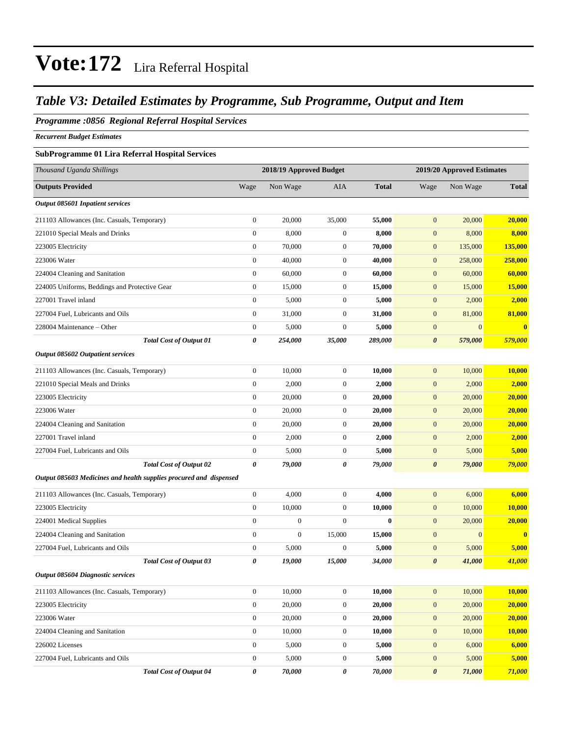# Vote:172 Lira Referral Hospital

## *Table V3: Detailed Estimates by Programme, Sub Programme, Output and Item*

***Programme :0856 Regional Referral Hospital Services***

***Recurrent Budget Estimates***

**SubProgramme 01 Lira Referral Hospital Services**

| *Thousand Uganda Shillings* | 2018/19 Approved Budget | | | | 2019/20 Approved Estimates | | |
|---|---|---|---|---|---|---|---|
| **Outputs Provided** | Wage | Non Wage | AIA | **Total** | Wage | Non Wage | **Total** |
| ***Output 085601 Inpatient services*** | | | | | | | |
| 211103 Allowances (Inc. Casuals, Temporary) | 0 | 20,000 | 35,000 | **55,000** | 0 | 20,000 | **20,000** |
| 221010 Special Meals and Drinks | 0 | 8,000 | 0 | **8,000** | 0 | 8,000 | **8,000** |
| 223005 Electricity | 0 | 70,000 | 0 | **70,000** | 0 | 135,000 | **135,000** |
| 223006 Water | 0 | 40,000 | 0 | **40,000** | 0 | 258,000 | **258,000** |
| 224004 Cleaning and Sanitation | 0 | 60,000 | 0 | **60,000** | 0 | 60,000 | **60,000** |
| 224005 Uniforms, Beddings and Protective Gear | 0 | 15,000 | 0 | **15,000** | 0 | 15,000 | **15,000** |
| 227001 Travel inland | 0 | 5,000 | 0 | **5,000** | 0 | 2,000 | **2,000** |
| 227004 Fuel, Lubricants and Oils | 0 | 31,000 | 0 | **31,000** | 0 | 81,000 | **81,000** |
| 228004 Maintenance – Other | 0 | 5,000 | 0 | **5,000** | 0 | 0 | **0** |
| ***Total Cost of Output 01*** | ***0*** | ***254,000*** | ***35,000*** | ***289,000*** | ***0*** | ***579,000*** | ***579,000*** |
| ***Output 085602 Outpatient services*** | | | | | | | |
| 211103 Allowances (Inc. Casuals, Temporary) | 0 | 10,000 | 0 | **10,000** | 0 | 10,000 | **10,000** |
| 221010 Special Meals and Drinks | 0 | 2,000 | 0 | **2,000** | 0 | 2,000 | **2,000** |
| 223005 Electricity | 0 | 20,000 | 0 | **20,000** | 0 | 20,000 | **20,000** |
| 223006 Water | 0 | 20,000 | 0 | **20,000** | 0 | 20,000 | **20,000** |
| 224004 Cleaning and Sanitation | 0 | 20,000 | 0 | **20,000** | 0 | 20,000 | **20,000** |
| 227001 Travel inland | 0 | 2,000 | 0 | **2,000** | 0 | 2,000 | **2,000** |
| 227004 Fuel, Lubricants and Oils | 0 | 5,000 | 0 | **5,000** | 0 | 5,000 | **5,000** |
| ***Total Cost of Output 02*** | ***0*** | ***79,000*** | ***0*** | ***79,000*** | ***0*** | ***79,000*** | ***79,000*** |
| ***Output 085603 Medicines and health supplies procured and dispensed*** | | | | | | | |
| 211103 Allowances (Inc. Casuals, Temporary) | 0 | 4,000 | 0 | **4,000** | 0 | 6,000 | **6,000** |
| 223005 Electricity | 0 | 10,000 | 0 | **10,000** | 0 | 10,000 | **10,000** |
| 224001 Medical Supplies | 0 | 0 | 0 | **0** | 0 | 20,000 | **20,000** |
| 224004 Cleaning and Sanitation | 0 | 0 | 15,000 | **15,000** | 0 | 0 | **0** |
| 227004 Fuel, Lubricants and Oils | 0 | 5,000 | 0 | **5,000** | 0 | 5,000 | **5,000** |
| ***Total Cost of Output 03*** | ***0*** | ***19,000*** | ***15,000*** | ***34,000*** | ***0*** | ***41,000*** | ***41,000*** |
| ***Output 085604 Diagnostic services*** | | | | | | | |
| 211103 Allowances (Inc. Casuals, Temporary) | 0 | 10,000 | 0 | **10,000** | 0 | 10,000 | **10,000** |
| 223005 Electricity | 0 | 20,000 | 0 | **20,000** | 0 | 20,000 | **20,000** |
| 223006 Water | 0 | 20,000 | 0 | **20,000** | 0 | 20,000 | **20,000** |
| 224004 Cleaning and Sanitation | 0 | 10,000 | 0 | **10,000** | 0 | 10,000 | **10,000** |
| 226002 Licenses | 0 | 5,000 | 0 | **5,000** | 0 | 6,000 | **6,000** |
| 227004 Fuel, Lubricants and Oils | 0 | 5,000 | 0 | **5,000** | 0 | 5,000 | **5,000** |
| ***Total Cost of Output 04*** | ***0*** | ***70,000*** | ***0*** | ***70,000*** | ***0*** | ***71,000*** | ***71,000*** |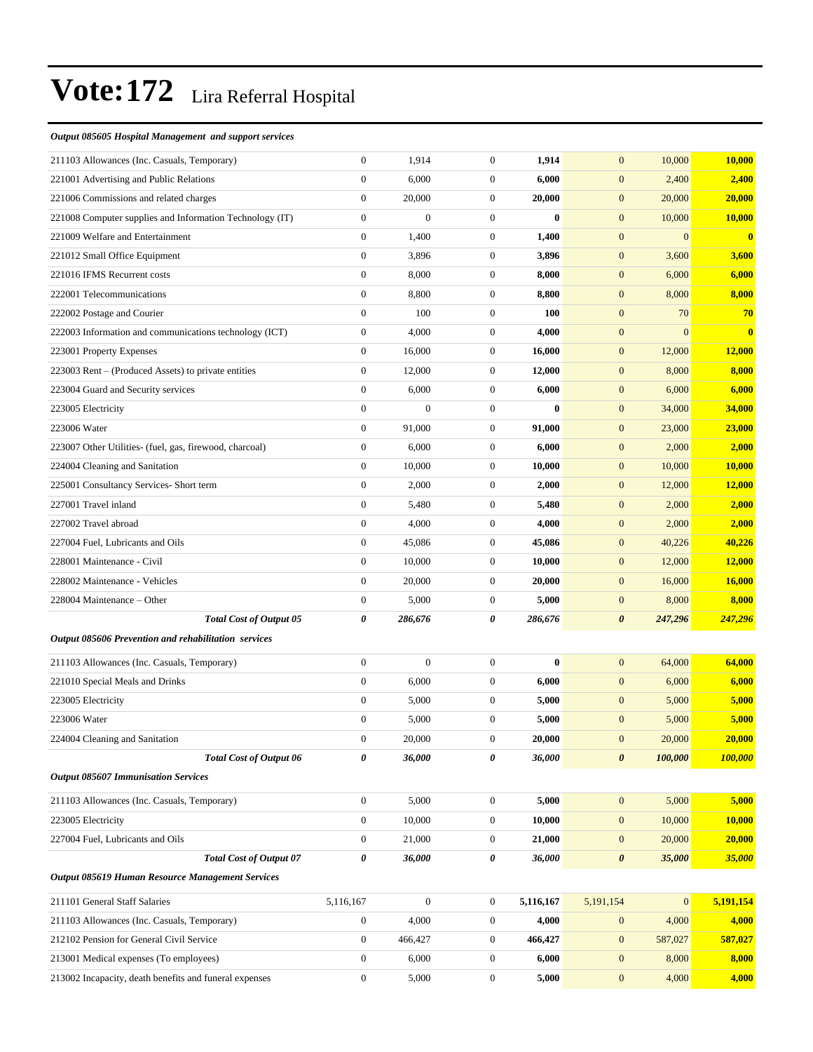# Vote:172 Lira Referral Hospital

***Output 085605 Hospital Management and support services***

| | | | | | | | |
|---|---|---|---|---|---|---|---|
| 211103 Allowances (Inc. Casuals, Temporary) | 0 | 1,914 | 0 | **1,914** | 0 | 10,000 | **10,000** |
| 221001 Advertising and Public Relations | 0 | 6,000 | 0 | **6,000** | 0 | 2,400 | **2,400** |
| 221006 Commissions and related charges | 0 | 20,000 | 0 | **20,000** | 0 | 20,000 | **20,000** |
| 221008 Computer supplies and Information Technology (IT) | 0 | 0 | 0 | **0** | 0 | 10,000 | **10,000** |
| 221009 Welfare and Entertainment | 0 | 1,400 | 0 | **1,400** | 0 | 0 | **0** |
| 221012 Small Office Equipment | 0 | 3,896 | 0 | **3,896** | 0 | 3,600 | **3,600** |
| 221016 IFMS Recurrent costs | 0 | 8,000 | 0 | **8,000** | 0 | 6,000 | **6,000** |
| 222001 Telecommunications | 0 | 8,800 | 0 | **8,800** | 0 | 8,000 | **8,000** |
| 222002 Postage and Courier | 0 | 100 | 0 | **100** | 0 | 70 | **70** |
| 222003 Information and communications technology (ICT) | 0 | 4,000 | 0 | **4,000** | 0 | 0 | **0** |
| 223001 Property Expenses | 0 | 16,000 | 0 | **16,000** | 0 | 12,000 | **12,000** |
| 223003 Rent – (Produced Assets) to private entities | 0 | 12,000 | 0 | **12,000** | 0 | 8,000 | **8,000** |
| 223004 Guard and Security services | 0 | 6,000 | 0 | **6,000** | 0 | 6,000 | **6,000** |
| 223005 Electricity | 0 | 0 | 0 | **0** | 0 | 34,000 | **34,000** |
| 223006 Water | 0 | 91,000 | 0 | **91,000** | 0 | 23,000 | **23,000** |
| 223007 Other Utilities- (fuel, gas, firewood, charcoal) | 0 | 6,000 | 0 | **6,000** | 0 | 2,000 | **2,000** |
| 224004 Cleaning and Sanitation | 0 | 10,000 | 0 | **10,000** | 0 | 10,000 | **10,000** |
| 225001 Consultancy Services- Short term | 0 | 2,000 | 0 | **2,000** | 0 | 12,000 | **12,000** |
| 227001 Travel inland | 0 | 5,480 | 0 | **5,480** | 0 | 2,000 | **2,000** |
| 227002 Travel abroad | 0 | 4,000 | 0 | **4,000** | 0 | 2,000 | **2,000** |
| 227004 Fuel, Lubricants and Oils | 0 | 45,086 | 0 | **45,086** | 0 | 40,226 | **40,226** |
| 228001 Maintenance - Civil | 0 | 10,000 | 0 | **10,000** | 0 | 12,000 | **12,000** |
| 228002 Maintenance - Vehicles | 0 | 20,000 | 0 | **20,000** | 0 | 16,000 | **16,000** |
| 228004 Maintenance – Other | 0 | 5,000 | 0 | **5,000** | 0 | 8,000 | **8,000** |
| ***Total Cost of Output 05*** | ***0*** | ***286,676*** | ***0*** | ***286,676*** | ***0*** | ***247,296*** | ***247,296*** |

***Output 085606 Prevention and rehabilitation services***

| | | | | | | | |
|---|---|---|---|---|---|---|---|
| 211103 Allowances (Inc. Casuals, Temporary) | 0 | 0 | 0 | **0** | 0 | 64,000 | **64,000** |
| 221010 Special Meals and Drinks | 0 | 6,000 | 0 | **6,000** | 0 | 6,000 | **6,000** |
| 223005 Electricity | 0 | 5,000 | 0 | **5,000** | 0 | 5,000 | **5,000** |
| 223006 Water | 0 | 5,000 | 0 | **5,000** | 0 | 5,000 | **5,000** |
| 224004 Cleaning and Sanitation | 0 | 20,000 | 0 | **20,000** | 0 | 20,000 | **20,000** |
| ***Total Cost of Output 06*** | ***0*** | ***36,000*** | ***0*** | ***36,000*** | ***0*** | ***100,000*** | ***100,000*** |

***Output 085607 Immunisation Services***

| | | | | | | | |
|---|---|---|---|---|---|---|---|
| 211103 Allowances (Inc. Casuals, Temporary) | 0 | 5,000 | 0 | **5,000** | 0 | 5,000 | **5,000** |
| 223005 Electricity | 0 | 10,000 | 0 | **10,000** | 0 | 10,000 | **10,000** |
| 227004 Fuel, Lubricants and Oils | 0 | 21,000 | 0 | **21,000** | 0 | 20,000 | **20,000** |
| ***Total Cost of Output 07*** | ***0*** | ***36,000*** | ***0*** | ***36,000*** | ***0*** | ***35,000*** | ***35,000*** |

***Output 085619 Human Resource Management Services***

| | | | | | | | |
|---|---|---|---|---|---|---|---|
| 211101 General Staff Salaries | 5,116,167 | 0 | 0 | **5,116,167** | 5,191,154 | 0 | **5,191,154** |
| 211103 Allowances (Inc. Casuals, Temporary) | 0 | 4,000 | 0 | **4,000** | 0 | 4,000 | **4,000** |
| 212102 Pension for General Civil Service | 0 | 466,427 | 0 | **466,427** | 0 | 587,027 | **587,027** |
| 213001 Medical expenses (To employees) | 0 | 6,000 | 0 | **6,000** | 0 | 8,000 | **8,000** |
| 213002 Incapacity, death benefits and funeral expenses | 0 | 5,000 | 0 | **5,000** | 0 | 4,000 | **4,000** |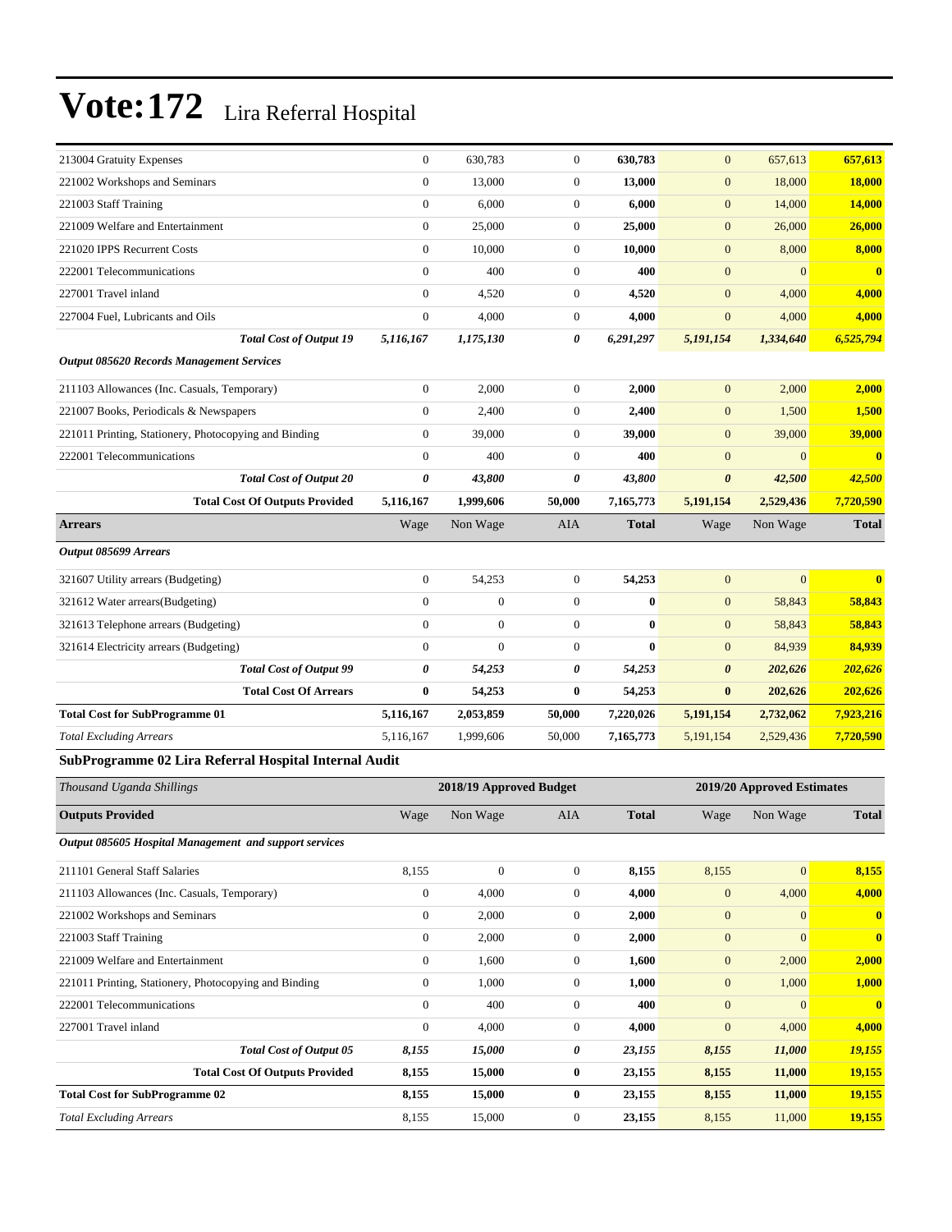# Vote:172 Lira Referral Hospital

| | | | | | | | |
|---|---|---|---|---|---|---|---|
| 213004 Gratuity Expenses | 0 | 630,783 | 0 | **630,783** | 0 | 657,613 | **657,613** |
| 221002 Workshops and Seminars | 0 | 13,000 | 0 | **13,000** | 0 | 18,000 | **18,000** |
| 221003 Staff Training | 0 | 6,000 | 0 | **6,000** | 0 | 14,000 | **14,000** |
| 221009 Welfare and Entertainment | 0 | 25,000 | 0 | **25,000** | 0 | 26,000 | **26,000** |
| 221020 IPPS Recurrent Costs | 0 | 10,000 | 0 | **10,000** | 0 | 8,000 | **8,000** |
| 222001 Telecommunications | 0 | 400 | 0 | **400** | 0 | 0 | **0** |
| 227001 Travel inland | 0 | 4,520 | 0 | **4,520** | 0 | 4,000 | **4,000** |
| 227004 Fuel, Lubricants and Oils | 0 | 4,000 | 0 | **4,000** | 0 | 4,000 | **4,000** |
| ***Total Cost of Output 19*** | ***5,116,167*** | ***1,175,130*** | ***0*** | ***6,291,297*** | ***5,191,154*** | ***1,334,640*** | ***6,525,794*** |
| ***Output 085620 Records Management Services*** | | | | | | | |
| 211103 Allowances (Inc. Casuals, Temporary) | 0 | 2,000 | 0 | **2,000** | 0 | 2,000 | **2,000** |
| 221007 Books, Periodicals & Newspapers | 0 | 2,400 | 0 | **2,400** | 0 | 1,500 | **1,500** |
| 221011 Printing, Stationery, Photocopying and Binding | 0 | 39,000 | 0 | **39,000** | 0 | 39,000 | **39,000** |
| 222001 Telecommunications | 0 | 400 | 0 | **400** | 0 | 0 | **0** |
| ***Total Cost of Output 20*** | ***0*** | ***43,800*** | ***0*** | ***43,800*** | ***0*** | ***42,500*** | ***42,500*** |
| **Total Cost Of Outputs Provided** | **5,116,167** | **1,999,606** | **50,000** | **7,165,773** | **5,191,154** | **2,529,436** | **7,720,590** |
| **Arrears** | Wage | Non Wage | AIA | **Total** | Wage | Non Wage | **Total** |
| ***Output 085699 Arrears*** | | | | | | | |
| 321607 Utility arrears (Budgeting) | 0 | 54,253 | 0 | **54,253** | 0 | 0 | **0** |
| 321612 Water arrears(Budgeting) | 0 | 0 | 0 | **0** | 0 | 58,843 | **58,843** |
| 321613 Telephone arrears (Budgeting) | 0 | 0 | 0 | **0** | 0 | 58,843 | **58,843** |
| 321614 Electricity arrears (Budgeting) | 0 | 0 | 0 | **0** | 0 | 84,939 | **84,939** |
| ***Total Cost of Output 99*** | ***0*** | ***54,253*** | ***0*** | ***54,253*** | ***0*** | ***202,626*** | ***202,626*** |
| **Total Cost Of Arrears** | **0** | **54,253** | **0** | **54,253** | **0** | **202,626** | **202,626** |
| **Total Cost for SubProgramme 01** | **5,116,167** | **2,053,859** | **50,000** | **7,220,026** | **5,191,154** | **2,732,062** | **7,923,216** |
| *Total Excluding Arrears* | 5,116,167 | 1,999,606 | 50,000 | **7,165,773** | 5,191,154 | 2,529,436 | **7,720,590** |

### SubProgramme 02 Lira Referral Hospital Internal Audit

| *Thousand Uganda Shillings* | 2018/19 Approved Budget | | | | 2019/20 Approved Estimates | | |
|---|---|---|---|---|---|---|---|
| **Outputs Provided** | Wage | Non Wage | AIA | **Total** | Wage | Non Wage | **Total** |
| ***Output 085605 Hospital Management and support services*** | | | | | | | |
| 211101 General Staff Salaries | 8,155 | 0 | 0 | **8,155** | 8,155 | 0 | **8,155** |
| 211103 Allowances (Inc. Casuals, Temporary) | 0 | 4,000 | 0 | **4,000** | 0 | 4,000 | **4,000** |
| 221002 Workshops and Seminars | 0 | 2,000 | 0 | **2,000** | 0 | 0 | **0** |
| 221003 Staff Training | 0 | 2,000 | 0 | **2,000** | 0 | 0 | **0** |
| 221009 Welfare and Entertainment | 0 | 1,600 | 0 | **1,600** | 0 | 2,000 | **2,000** |
| 221011 Printing, Stationery, Photocopying and Binding | 0 | 1,000 | 0 | **1,000** | 0 | 1,000 | **1,000** |
| 222001 Telecommunications | 0 | 400 | 0 | **400** | 0 | 0 | **0** |
| 227001 Travel inland | 0 | 4,000 | 0 | **4,000** | 0 | 4,000 | **4,000** |
| ***Total Cost of Output 05*** | ***8,155*** | ***15,000*** | ***0*** | ***23,155*** | ***8,155*** | ***11,000*** | ***19,155*** |
| **Total Cost Of Outputs Provided** | **8,155** | **15,000** | **0** | **23,155** | **8,155** | **11,000** | **19,155** |
| **Total Cost for SubProgramme 02** | **8,155** | **15,000** | **0** | **23,155** | **8,155** | **11,000** | **19,155** |
| *Total Excluding Arrears* | 8,155 | 15,000 | 0 | **23,155** | 8,155 | 11,000 | **19,155** |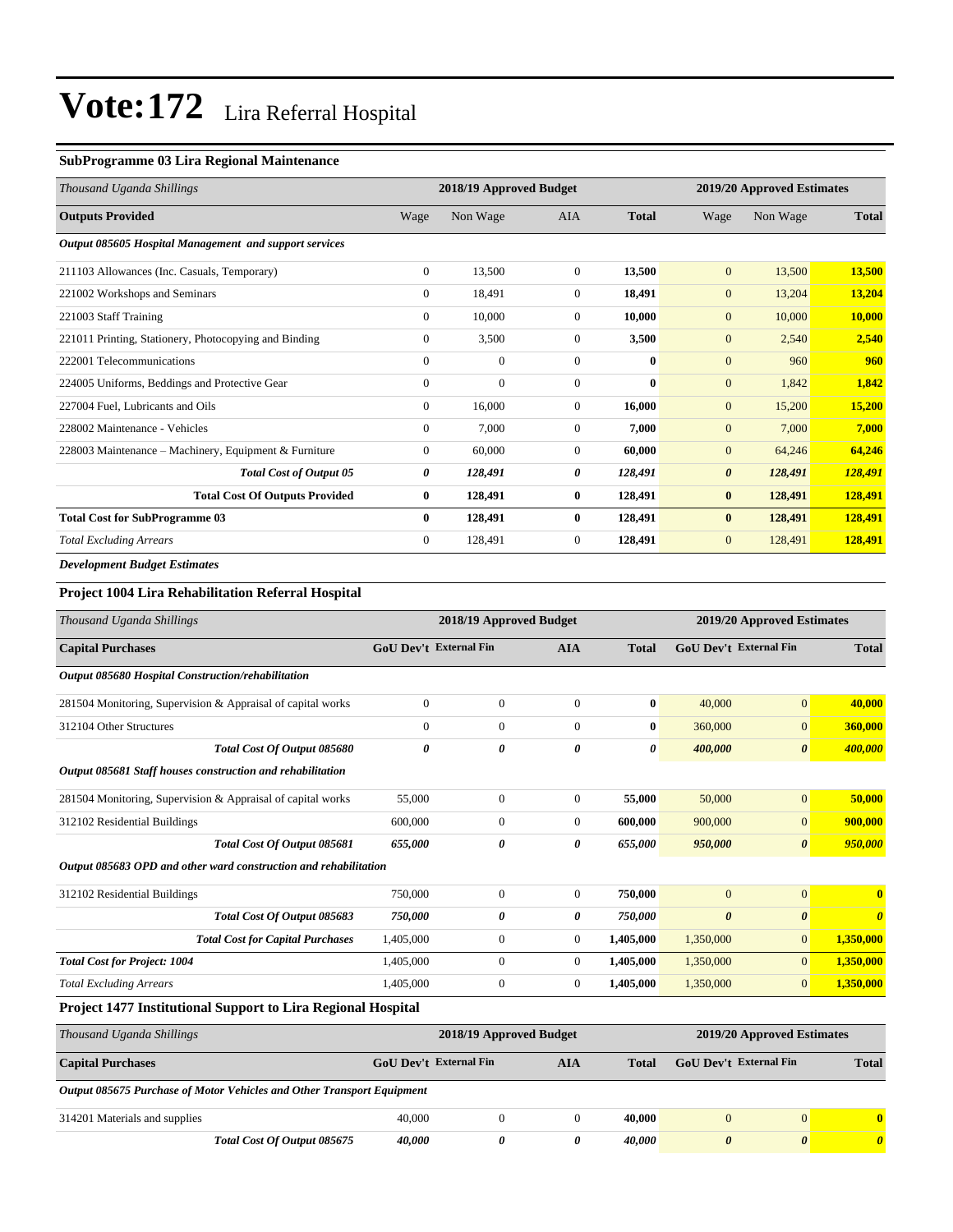# Vote:172 Lira Referral Hospital

### SubProgramme 03 Lira Regional Maintenance

| *Thousand Uganda Shillings* | 2018/19 Approved Budget | | | | 2019/20 Approved Estimates | | |
|---|---|---|---|---|---|---|---|
| **Outputs Provided** | Wage | Non Wage | AIA | **Total** | Wage | Non Wage | **Total** |
| ***Output 085605 Hospital Management and support services*** | | | | | | | |
| 211103 Allowances (Inc. Casuals, Temporary) | 0 | 13,500 | 0 | **13,500** | 0 | 13,500 | **13,500** |
| 221002 Workshops and Seminars | 0 | 18,491 | 0 | **18,491** | 0 | 13,204 | **13,204** |
| 221003 Staff Training | 0 | 10,000 | 0 | **10,000** | 0 | 10,000 | **10,000** |
| 221011 Printing, Stationery, Photocopying and Binding | 0 | 3,500 | 0 | **3,500** | 0 | 2,540 | **2,540** |
| 222001 Telecommunications | 0 | 0 | 0 | **0** | 0 | 960 | **960** |
| 224005 Uniforms, Beddings and Protective Gear | 0 | 0 | 0 | **0** | 0 | 1,842 | **1,842** |
| 227004 Fuel, Lubricants and Oils | 0 | 16,000 | 0 | **16,000** | 0 | 15,200 | **15,200** |
| 228002 Maintenance - Vehicles | 0 | 7,000 | 0 | **7,000** | 0 | 7,000 | **7,000** |
| 228003 Maintenance – Machinery, Equipment & Furniture | 0 | 60,000 | 0 | **60,000** | 0 | 64,246 | **64,246** |
| ***Total Cost of Output 05*** | ***0*** | ***128,491*** | ***0*** | ***128,491*** | ***0*** | ***128,491*** | ***128,491*** |
| **Total Cost Of Outputs Provided** | **0** | **128,491** | **0** | **128,491** | **0** | **128,491** | **128,491** |
| **Total Cost for SubProgramme 03** | **0** | **128,491** | **0** | **128,491** | **0** | **128,491** | **128,491** |
| *Total Excluding Arrears* | 0 | 128,491 | 0 | **128,491** | 0 | 128,491 | **128,491** |

***Development Budget Estimates***

### Project 1004 Lira Rehabilitation Referral Hospital

| *Thousand Uganda Shillings* | 2018/19 Approved Budget | | | | 2019/20 Approved Estimates | | |
|---|---|---|---|---|---|---|---|
| **Capital Purchases** | **GoU Dev't** | **External Fin** | **AIA** | **Total** | **GoU Dev't** | **External Fin** | **Total** |
| ***Output 085680 Hospital Construction/rehabilitation*** | | | | | | | |
| 281504 Monitoring, Supervision & Appraisal of capital works | 0 | 0 | 0 | **0** | 40,000 | 0 | **40,000** |
| 312104 Other Structures | 0 | 0 | 0 | **0** | 360,000 | 0 | **360,000** |
| ***Total Cost Of Output 085680*** | ***0*** | ***0*** | ***0*** | ***0*** | ***400,000*** | ***0*** | ***400,000*** |
| ***Output 085681 Staff houses construction and rehabilitation*** | | | | | | | |
| 281504 Monitoring, Supervision & Appraisal of capital works | 55,000 | 0 | 0 | **55,000** | 50,000 | 0 | **50,000** |
| 312102 Residential Buildings | 600,000 | 0 | 0 | **600,000** | 900,000 | 0 | **900,000** |
| ***Total Cost Of Output 085681*** | ***655,000*** | ***0*** | ***0*** | ***655,000*** | ***950,000*** | ***0*** | ***950,000*** |
| ***Output 085683 OPD and other ward construction and rehabilitation*** | | | | | | | |
| 312102 Residential Buildings | 750,000 | 0 | 0 | **750,000** | 0 | 0 | **0** |
| ***Total Cost Of Output 085683*** | ***750,000*** | ***0*** | ***0*** | ***750,000*** | ***0*** | ***0*** | ***0*** |
| ***Total Cost for Capital Purchases*** | 1,405,000 | 0 | 0 | **1,405,000** | 1,350,000 | 0 | **1,350,000** |
| ***Total Cost for Project: 1004*** | 1,405,000 | 0 | 0 | **1,405,000** | 1,350,000 | 0 | **1,350,000** |
| *Total Excluding Arrears* | 1,405,000 | 0 | 0 | **1,405,000** | 1,350,000 | 0 | **1,350,000** |

### Project 1477 Institutional Support to Lira Regional Hospital

| *Thousand Uganda Shillings* | 2018/19 Approved Budget | | | | 2019/20 Approved Estimates | | |
|---|---|---|---|---|---|---|---|
| **Capital Purchases** | **GoU Dev't** | **External Fin** | **AIA** | **Total** | **GoU Dev't** | **External Fin** | **Total** |
| ***Output 085675 Purchase of Motor Vehicles and Other Transport Equipment*** | | | | | | | |
| 314201 Materials and supplies | 40,000 | 0 | 0 | **40,000** | 0 | 0 | **0** |
| ***Total Cost Of Output 085675*** | ***40,000*** | ***0*** | ***0*** | ***40,000*** | ***0*** | ***0*** | ***0*** |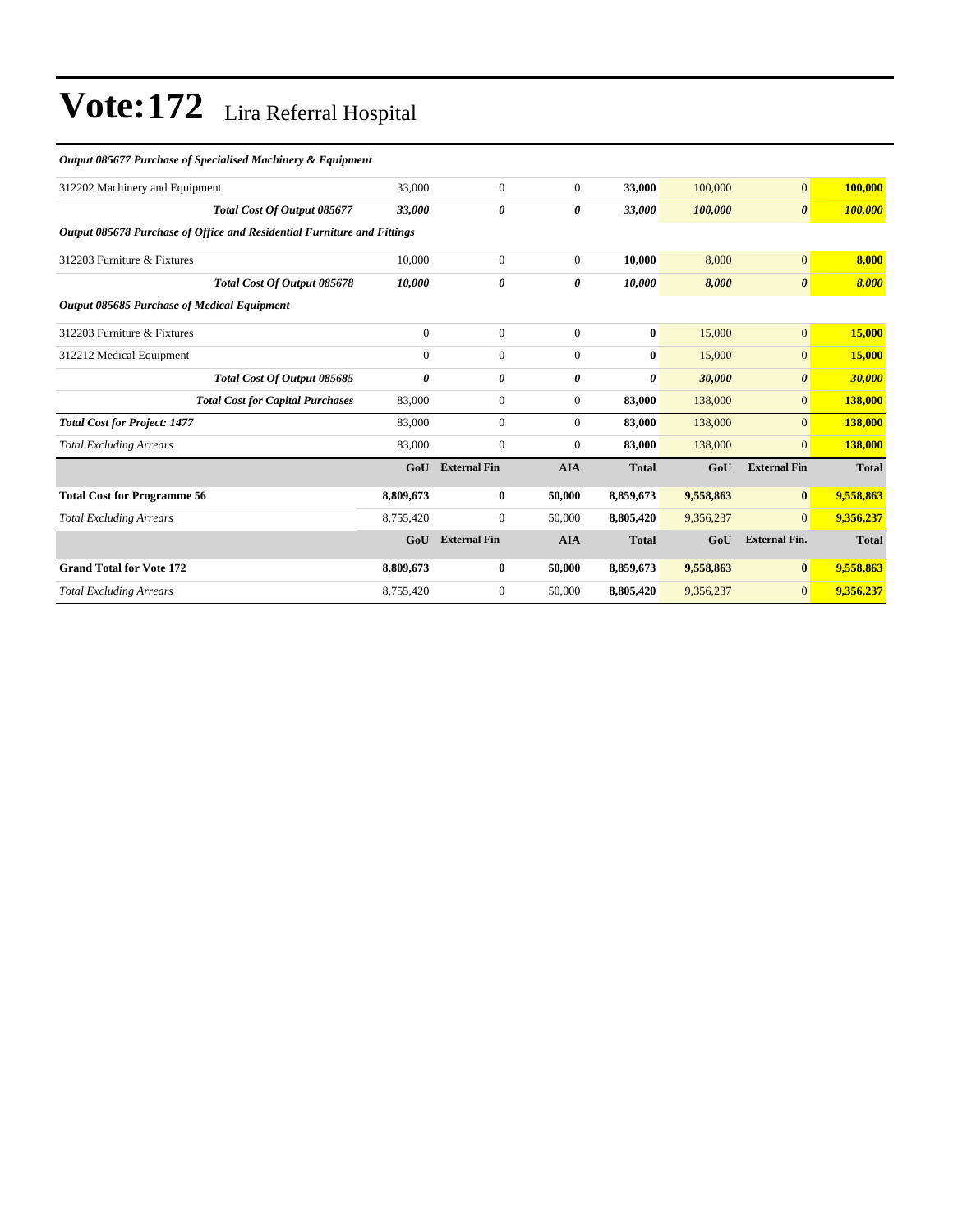# Vote:172 Lira Referral Hospital

| | | | | | | | |
|---|---|---|---|---|---|---|---|
| ***Output 085677 Purchase of Specialised Machinery & Equipment*** | | | | | | | |
| 312202 Machinery and Equipment | 33,000 | 0 | 0 | **33,000** | 100,000 | 0 | **100,000** |
| ***Total Cost Of Output 085677*** | ***33,000*** | ***0*** | ***0*** | ***33,000*** | ***100,000*** | ***0*** | ***100,000*** |
| ***Output 085678 Purchase of Office and Residential Furniture and Fittings*** | | | | | | | |
| 312203 Furniture & Fixtures | 10,000 | 0 | 0 | **10,000** | 8,000 | 0 | **8,000** |
| ***Total Cost Of Output 085678*** | ***10,000*** | ***0*** | ***0*** | ***10,000*** | ***8,000*** | ***0*** | ***8,000*** |
| ***Output 085685 Purchase of Medical Equipment*** | | | | | | | |
| 312203 Furniture & Fixtures | 0 | 0 | 0 | **0** | 15,000 | 0 | **15,000** |
| 312212 Medical Equipment | 0 | 0 | 0 | **0** | 15,000 | 0 | **15,000** |
| ***Total Cost Of Output 085685*** | ***0*** | ***0*** | ***0*** | ***0*** | ***30,000*** | ***0*** | ***30,000*** |
| ***Total Cost for Capital Purchases*** | 83,000 | 0 | 0 | **83,000** | 138,000 | 0 | **138,000** |
| ***Total Cost for Project: 1477*** | 83,000 | 0 | 0 | **83,000** | 138,000 | 0 | **138,000** |
| *Total Excluding Arrears* | 83,000 | 0 | 0 | **83,000** | 138,000 | 0 | **138,000** |
| | **GoU** | **External Fin** | **AIA** | **Total** | **GoU** | **External Fin** | **Total** |
| **Total Cost for Programme 56** | **8,809,673** | **0** | **50,000** | **8,859,673** | **9,558,863** | **0** | **9,558,863** |
| *Total Excluding Arrears* | 8,755,420 | 0 | 50,000 | **8,805,420** | 9,356,237 | 0 | **9,356,237** |
| | **GoU** | **External Fin** | **AIA** | **Total** | **GoU** | **External Fin.** | **Total** |
| **Grand Total for Vote 172** | **8,809,673** | **0** | **50,000** | **8,859,673** | **9,558,863** | **0** | **9,558,863** |
| *Total Excluding Arrears* | 8,755,420 | 0 | 50,000 | **8,805,420** | 9,356,237 | 0 | **9,356,237** |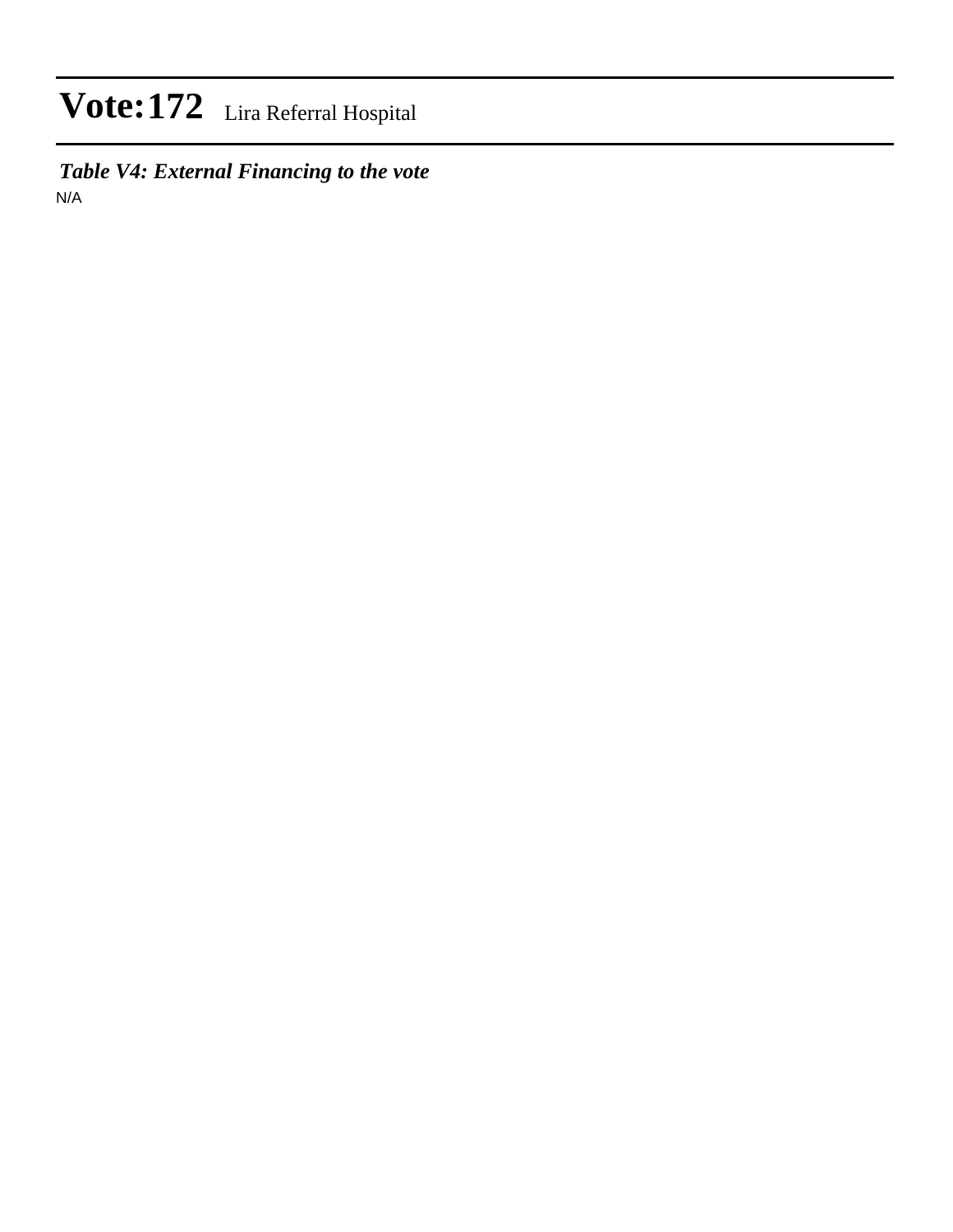# Vote:172 Lira Referral Hospital

***Table V4: External Financing to the vote***

N/A